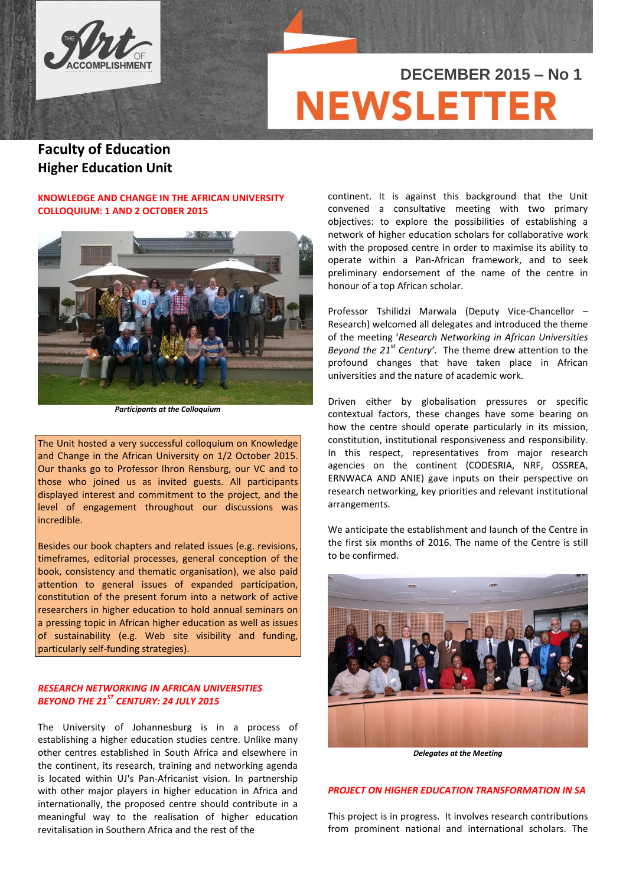THE Art OF ACCOMPLISHMENT

DECEMBER 2015 – No 1

# NEWSLETTER

## Faculty of Education
## Higher Education Unit

### KNOWLEDGE AND CHANGE IN THE AFRICAN UNIVERSITY COLLOQUIUM: 1 AND 2 OCTOBER 2015

***Participants at the Colloquium***

The Unit hosted a very successful colloquium on Knowledge and Change in the African University on 1/2 October 2015. Our thanks go to Professor Ihron Rensburg, our VC and to those who joined us as invited guests. All participants displayed interest and commitment to the project, and the level of engagement throughout our discussions was incredible.

Besides our book chapters and related issues (e.g. revisions, timeframes, editorial processes, general conception of the book, consistency and thematic organisation), we also paid attention to general issues of expanded participation, constitution of the present forum into a network of active researchers in higher education to hold annual seminars on a pressing topic in African higher education as well as issues of sustainability (e.g. Web site visibility and funding, particularly self-funding strategies).

### *RESEARCH NETWORKING IN AFRICAN UNIVERSITIES BEYOND THE 21ST CENTURY: 24 JULY 2015*

The University of Johannesburg is in a process of establishing a higher education studies centre. Unlike many other centres established in South Africa and elsewhere in the continent, its research, training and networking agenda is located within UJ's Pan-Africanist vision. In partnership with other major players in higher education in Africa and internationally, the proposed centre should contribute in a meaningful way to the realisation of higher education revitalisation in Southern Africa and the rest of the continent. It is against this background that the Unit convened a consultative meeting with two primary objectives: to explore the possibilities of establishing a network of higher education scholars for collaborative work with the proposed centre in order to maximise its ability to operate within a Pan-African framework, and to seek preliminary endorsement of the name of the centre in honour of a top African scholar.

Professor Tshilidzi Marwala (Deputy Vice-Chancellor – Research) welcomed all delegates and introduced the theme of the meeting '*Research Networking in African Universities Beyond the 21st Century*'. The theme drew attention to the profound changes that have taken place in African universities and the nature of academic work.

Driven either by globalisation pressures or specific contextual factors, these changes have some bearing on how the centre should operate particularly in its mission, constitution, institutional responsiveness and responsibility. In this respect, representatives from major research agencies on the continent (CODESRIA, NRF, OSSREA, ERNWACA AND ANIE) gave inputs on their perspective on research networking, key priorities and relevant institutional arrangements.

We anticipate the establishment and launch of the Centre in the first six months of 2016. The name of the Centre is still to be confirmed.

***Delegates at the Meeting***

### *PROJECT ON HIGHER EDUCATION TRANSFORMATION IN SA*

This project is in progress. It involves research contributions from prominent national and international scholars. The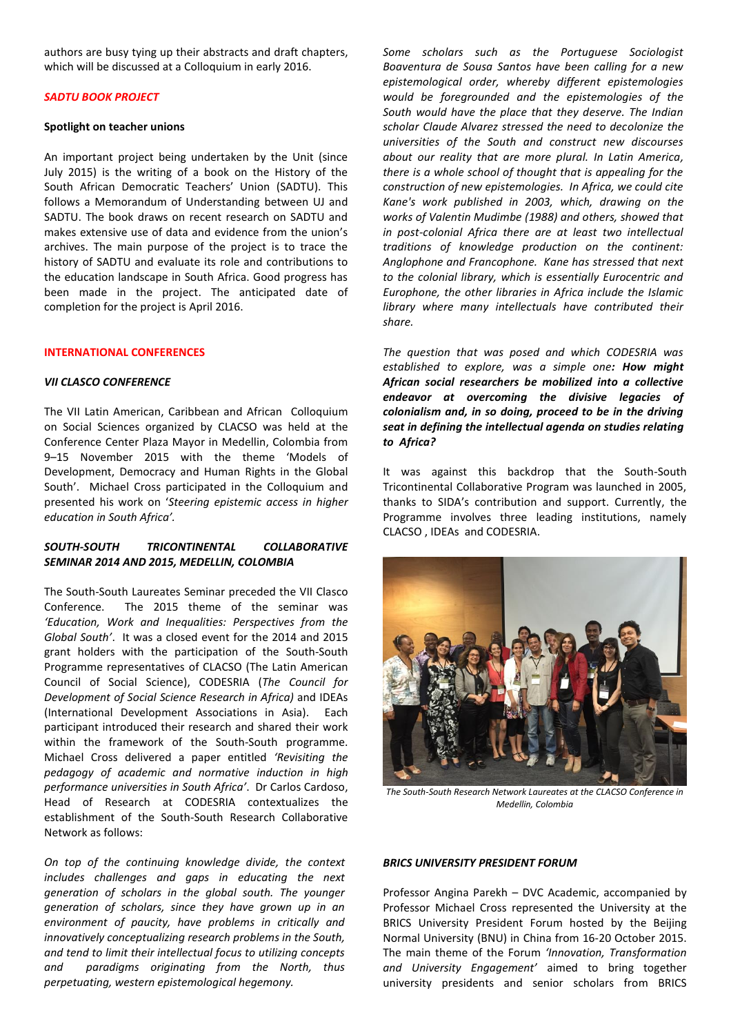authors are busy tying up their abstracts and draft chapters, which will be discussed at a Colloquium in early 2016.

## *SADTU BOOK PROJECT*

**Spotlight on teacher unions**

An important project being undertaken by the Unit (since July 2015) is the writing of a book on the History of the South African Democratic Teachers' Union (SADTU). This follows a Memorandum of Understanding between UJ and SADTU. The book draws on recent research on SADTU and makes extensive use of data and evidence from the union's archives. The main purpose of the project is to trace the history of SADTU and evaluate its role and contributions to the education landscape in South Africa. Good progress has been made in the project. The anticipated date of completion for the project is April 2016.

## INTERNATIONAL CONFERENCES

### *VII CLASCO CONFERENCE*

The VII Latin American, Caribbean and African Colloquium on Social Sciences organized by CLACSO was held at the Conference Center Plaza Mayor in Medellin, Colombia from 9–15 November 2015 with the theme 'Models of Development, Democracy and Human Rights in the Global South'. Michael Cross participated in the Colloquium and presented his work on '*Steering epistemic access in higher education in South Africa'.*

### *SOUTH-SOUTH TRICONTINENTAL COLLABORATIVE SEMINAR 2014 AND 2015, MEDELLIN, COLOMBIA*

The South-South Laureates Seminar preceded the VII Clasco Conference. The 2015 theme of the seminar was *'Education, Work and Inequalities: Perspectives from the Global South'*. It was a closed event for the 2014 and 2015 grant holders with the participation of the South-South Programme representatives of CLACSO (The Latin American Council of Social Science), CODESRIA (*The Council for Development of Social Science Research in Africa)* and IDEAs (International Development Associations in Asia). Each participant introduced their research and shared their work within the framework of the South-South programme. Michael Cross delivered a paper entitled *'Revisiting the pedagogy of academic and normative induction in high performance universities in South Africa'*. Dr Carlos Cardoso, Head of Research at CODESRIA contextualizes the establishment of the South-South Research Collaborative Network as follows:

*On top of the continuing knowledge divide, the context includes challenges and gaps in educating the next generation of scholars in the global south. The younger generation of scholars, since they have grown up in an environment of paucity, have problems in critically and innovatively conceptualizing research problems in the South, and tend to limit their intellectual focus to utilizing concepts and paradigms originating from the North, thus perpetuating, western epistemological hegemony.*

*Some scholars such as the Portuguese Sociologist Boaventura de Sousa Santos have been calling for a new epistemological order, whereby different epistemologies would be foregrounded and the epistemologies of the South would have the place that they deserve. The Indian scholar Claude Alvarez stressed the need to decolonize the universities of the South and construct new discourses about our reality that are more plural. In Latin America, there is a whole school of thought that is appealing for the construction of new epistemologies. In Africa, we could cite Kane's work published in 2003, which, drawing on the works of Valentin Mudimbe (1988) and others, showed that in post-colonial Africa there are at least two intellectual traditions of knowledge production on the continent: Anglophone and Francophone. Kane has stressed that next to the colonial library, which is essentially Eurocentric and Europhone, the other libraries in Africa include the Islamic library where many intellectuals have contributed their share.*

*The question that was posed and which CODESRIA was established to explore, was a simple one**: How might African social researchers be mobilized into a collective endeavor at overcoming the divisive legacies of colonialism and, in so doing, proceed to be in the driving seat in defining the intellectual agenda on studies relating to Africa?***

It was against this backdrop that the South-South Tricontinental Collaborative Program was launched in 2005, thanks to SIDA's contribution and support. Currently, the Programme involves three leading institutions, namely CLACSO , IDEAs and CODESRIA.

*The South-South Research Network Laureates at the CLACSO Conference in Medellin, Colombia*

### *BRICS UNIVERSITY PRESIDENT FORUM*

Professor Angina Parekh – DVC Academic, accompanied by Professor Michael Cross represented the University at the BRICS University President Forum hosted by the Beijing Normal University (BNU) in China from 16-20 October 2015. The main theme of the Forum *'Innovation, Transformation and University Engagement'* aimed to bring together university presidents and senior scholars from BRICS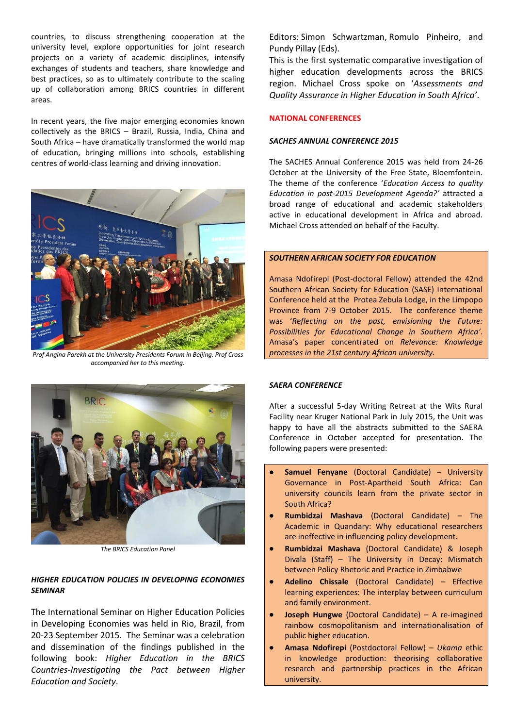countries, to discuss strengthening cooperation at the university level, explore opportunities for joint research projects on a variety of academic disciplines, intensify exchanges of students and teachers, share knowledge and best practices, so as to ultimately contribute to the scaling up of collaboration among BRICS countries in different areas.

In recent years, the five major emerging economies known collectively as the BRICS – Brazil, Russia, India, China and South Africa – have dramatically transformed the world map of education, bringing millions into schools, establishing centres of world-class learning and driving innovation.

*Prof Angina Parekh at the University Presidents Forum in Beijing. Prof Cross accompanied her to this meeting.*

*The BRICS Education Panel*

### *HIGHER EDUCATION POLICIES IN DEVELOPING ECONOMIES SEMINAR*

The International Seminar on Higher Education Policies in Developing Economies was held in Rio, Brazil, from 20-23 September 2015. The Seminar was a celebration and dissemination of the findings published in the following book: *Higher Education in the BRICS Countries-Investigating the Pact between Higher Education and Society*. Editors: Simon Schwartzman, Romulo Pinheiro, and Pundy Pillay (Eds).

This is the first systematic comparative investigation of higher education developments across the BRICS region. Michael Cross spoke on '*Assessments and Quality Assurance in Higher Education in South Africa'*.

## NATIONAL CONFERENCES

### *SACHES ANNUAL CONFERENCE 2015*

The SACHES Annual Conference 2015 was held from 24-26 October at the University of the Free State, Bloemfontein. The theme of the conference '*Education Access to quality Education in post-2015 Development Agenda?*' attracted a broad range of educational and academic stakeholders active in educational development in Africa and abroad. Michael Cross attended on behalf of the Faculty.

### *SOUTHERN AFRICAN SOCIETY FOR EDUCATION*

Amasa Ndofirepi (Post-doctoral Fellow) attended the 42nd Southern African Society for Education (SASE) International Conference held at the Protea Zebula Lodge, in the Limpopo Province from 7-9 October 2015. The conference theme was '*Reflecting on the past, envisioning the Future: Possibilities for Educational Change in Southern Africa'*. Amasa's paper concentrated on *Relevance: Knowledge processes in the 21st century African university.*

### *SAERA CONFERENCE*

After a successful 5-day Writing Retreat at the Wits Rural Facility near Kruger National Park in July 2015, the Unit was happy to have all the abstracts submitted to the SAERA Conference in October accepted for presentation. The following papers were presented:

- **Samuel Fenyane** (Doctoral Candidate) – University Governance in Post-Apartheid South Africa: Can university councils learn from the private sector in South Africa?
- **Rumbidzai Mashava** (Doctoral Candidate) – The Academic in Quandary: Why educational researchers are ineffective in influencing policy development.
- **Rumbidzai Mashava** (Doctoral Candidate) & Joseph Divala (Staff) – The University in Decay: Mismatch between Policy Rhetoric and Practice in Zimbabwe
- **Adelino Chissale** (Doctoral Candidate) – Effective learning experiences: The interplay between curriculum and family environment.
- **Joseph Hungwe** (Doctoral Candidate) – A re-imagined rainbow cosmopolitanism and internationalisation of public higher education.
- **Amasa Ndofirepi** (Postdoctoral Fellow) – *Ukama* ethic in knowledge production: theorising collaborative research and partnership practices in the African university.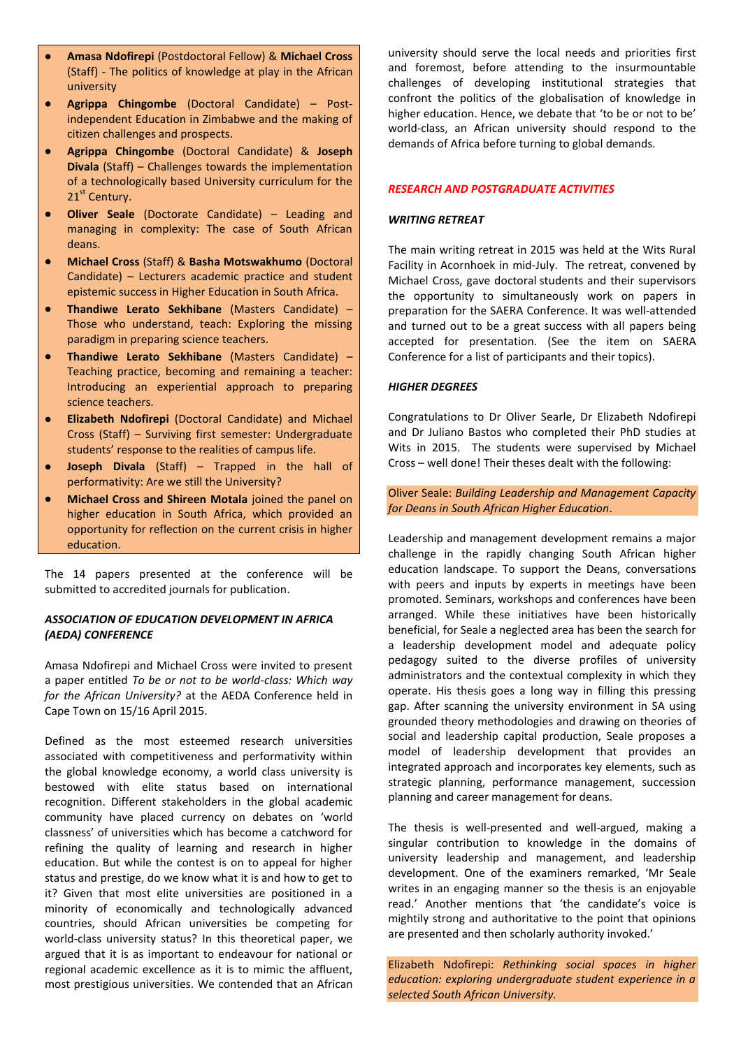- **Amasa Ndofirepi** (Postdoctoral Fellow) & **Michael Cross** (Staff) - The politics of knowledge at play in the African university
- **Agrippa Chingombe** (Doctoral Candidate) – Post-independent Education in Zimbabwe and the making of citizen challenges and prospects.
- **Agrippa Chingombe** (Doctoral Candidate) & **Joseph Divala** (Staff) – Challenges towards the implementation of a technologically based University curriculum for the 21st Century.
- **Oliver Seale** (Doctorate Candidate) – Leading and managing in complexity: The case of South African deans.
- **Michael Cross** (Staff) & **Basha Motswakhumo** (Doctoral Candidate) – Lecturers academic practice and student epistemic success in Higher Education in South Africa.
- **Thandiwe Lerato Sekhibane** (Masters Candidate) – Those who understand, teach: Exploring the missing paradigm in preparing science teachers.
- **Thandiwe Lerato Sekhibane** (Masters Candidate) – Teaching practice, becoming and remaining a teacher: Introducing an experiential approach to preparing science teachers.
- **Elizabeth Ndofirepi** (Doctoral Candidate) and Michael Cross (Staff) – Surviving first semester: Undergraduate students' response to the realities of campus life.
- **Joseph Divala** (Staff) – Trapped in the hall of performativity: Are we still the University?
- **Michael Cross and Shireen Motala** joined the panel on higher education in South Africa, which provided an opportunity for reflection on the current crisis in higher education.

The 14 papers presented at the conference will be submitted to accredited journals for publication.

***ASSOCIATION OF EDUCATION DEVELOPMENT IN AFRICA (AEDA) CONFERENCE***

Amasa Ndofirepi and Michael Cross were invited to present a paper entitled *To be or not to be world-class: Which way for the African University?* at the AEDA Conference held in Cape Town on 15/16 April 2015.

Defined as the most esteemed research universities associated with competitiveness and performativity within the global knowledge economy, a world class university is bestowed with elite status based on international recognition. Different stakeholders in the global academic community have placed currency on debates on 'world classness' of universities which has become a catchword for refining the quality of learning and research in higher education. But while the contest is on to appeal for higher status and prestige, do we know what it is and how to get to it? Given that most elite universities are positioned in a minority of economically and technologically advanced countries, should African universities be competing for world-class university status? In this theoretical paper, we argued that it is as important to endeavour for national or regional academic excellence as it is to mimic the affluent, most prestigious universities. We contended that an African university should serve the local needs and priorities first and foremost, before attending to the insurmountable challenges of developing institutional strategies that confront the politics of the globalisation of knowledge in higher education. Hence, we debate that 'to be or not to be' world-class, an African university should respond to the demands of Africa before turning to global demands.

***RESEARCH AND POSTGRADUATE ACTIVITIES***

***WRITING RETREAT***

The main writing retreat in 2015 was held at the Wits Rural Facility in Acornhoek in mid-July. The retreat, convened by Michael Cross, gave doctoral students and their supervisors the opportunity to simultaneously work on papers in preparation for the SAERA Conference. It was well-attended and turned out to be a great success with all papers being accepted for presentation. (See the item on SAERA Conference for a list of participants and their topics).

***HIGHER DEGREES***

Congratulations to Dr Oliver Searle, Dr Elizabeth Ndofirepi and Dr Juliano Bastos who completed their PhD studies at Wits in 2015. The students were supervised by Michael Cross – well done! Their theses dealt with the following:

Oliver Seale: *Building Leadership and Management Capacity for Deans in South African Higher Education*.

Leadership and management development remains a major challenge in the rapidly changing South African higher education landscape. To support the Deans, conversations with peers and inputs by experts in meetings have been promoted. Seminars, workshops and conferences have been arranged. While these initiatives have been historically beneficial, for Seale a neglected area has been the search for a leadership development model and adequate policy pedagogy suited to the diverse profiles of university administrators and the contextual complexity in which they operate. His thesis goes a long way in filling this pressing gap. After scanning the university environment in SA using grounded theory methodologies and drawing on theories of social and leadership capital production, Seale proposes a model of leadership development that provides an integrated approach and incorporates key elements, such as strategic planning, performance management, succession planning and career management for deans.

The thesis is well-presented and well-argued, making a singular contribution to knowledge in the domains of university leadership and management, and leadership development. One of the examiners remarked, 'Mr Seale writes in an engaging manner so the thesis is an enjoyable read.' Another mentions that 'the candidate's voice is mightily strong and authoritative to the point that opinions are presented and then scholarly authority invoked.'

Elizabeth Ndofirepi: *Rethinking social spaces in higher education: exploring undergraduate student experience in a selected South African University.*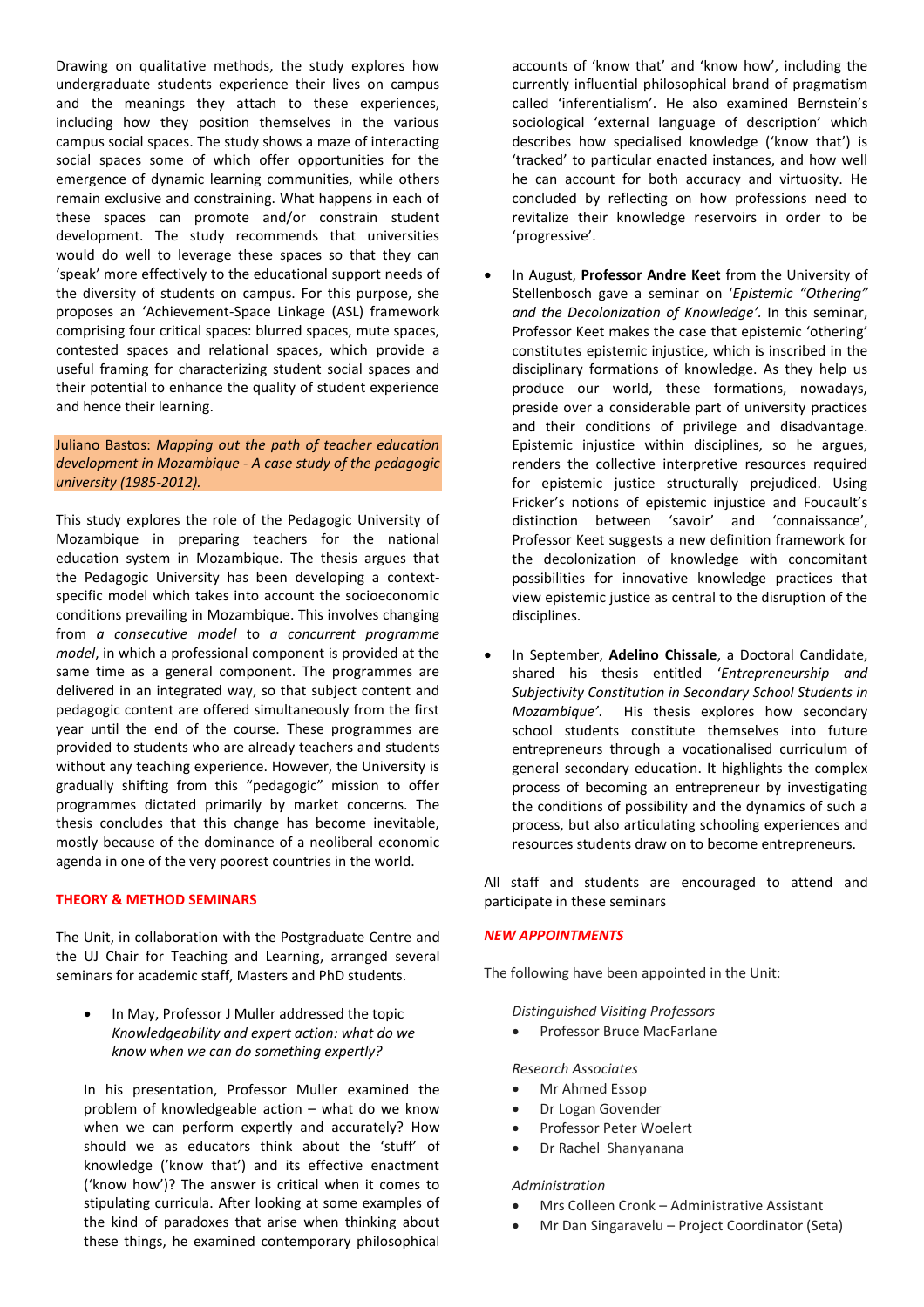Drawing on qualitative methods, the study explores how undergraduate students experience their lives on campus and the meanings they attach to these experiences, including how they position themselves in the various campus social spaces. The study shows a maze of interacting social spaces some of which offer opportunities for the emergence of dynamic learning communities, while others remain exclusive and constraining. What happens in each of these spaces can promote and/or constrain student development. The study recommends that universities would do well to leverage these spaces so that they can 'speak' more effectively to the educational support needs of the diversity of students on campus. For this purpose, she proposes an 'Achievement-Space Linkage (ASL) framework comprising four critical spaces: blurred spaces, mute spaces, contested spaces and relational spaces, which provide a useful framing for characterizing student social spaces and their potential to enhance the quality of student experience and hence their learning.

Juliano Bastos: *Mapping out the path of teacher education development in Mozambique - A case study of the pedagogic university (1985-2012).*

This study explores the role of the Pedagogic University of Mozambique in preparing teachers for the national education system in Mozambique. The thesis argues that the Pedagogic University has been developing a context-specific model which takes into account the socioeconomic conditions prevailing in Mozambique. This involves changing from *a consecutive model* to *a concurrent programme model*, in which a professional component is provided at the same time as a general component. The programmes are delivered in an integrated way, so that subject content and pedagogic content are offered simultaneously from the first year until the end of the course. These programmes are provided to students who are already teachers and students without any teaching experience. However, the University is gradually shifting from this "pedagogic" mission to offer programmes dictated primarily by market concerns. The thesis concludes that this change has become inevitable, mostly because of the dominance of a neoliberal economic agenda in one of the very poorest countries in the world.

## THEORY & METHOD SEMINARS

The Unit, in collaboration with the Postgraduate Centre and the UJ Chair for Teaching and Learning, arranged several seminars for academic staff, Masters and PhD students.

- In May, Professor J Muller addressed the topic *Knowledgeability and expert action: what do we know when we can do something expertly?*

  In his presentation, Professor Muller examined the problem of knowledgeable action – what do we know when we can perform expertly and accurately? How should we as educators think about the 'stuff' of knowledge ('know that') and its effective enactment ('know how')? The answer is critical when it comes to stipulating curricula. After looking at some examples of the kind of paradoxes that arise when thinking about these things, he examined contemporary philosophical accounts of 'know that' and 'know how', including the currently influential philosophical brand of pragmatism called 'inferentialism'. He also examined Bernstein's sociological 'external language of description' which describes how specialised knowledge ('know that') is 'tracked' to particular enacted instances, and how well he can account for both accuracy and virtuosity. He concluded by reflecting on how professions need to revitalize their knowledge reservoirs in order to be 'progressive'.

- In August, **Professor Andre Keet** from the University of Stellenbosch gave a seminar on '*Epistemic "Othering" and the Decolonization of Knowledge'*. In this seminar, Professor Keet makes the case that epistemic 'othering' constitutes epistemic injustice, which is inscribed in the disciplinary formations of knowledge. As they help us produce our world, these formations, nowadays, preside over a considerable part of university practices and their conditions of privilege and disadvantage. Epistemic injustice within disciplines, so he argues, renders the collective interpretive resources required for epistemic justice structurally prejudiced. Using Fricker's notions of epistemic injustice and Foucault's distinction between 'savoir' and 'connaissance', Professor Keet suggests a new definition framework for the decolonization of knowledge with concomitant possibilities for innovative knowledge practices that view epistemic justice as central to the disruption of the disciplines.

- In September, **Adelino Chissale**, a Doctoral Candidate, shared his thesis entitled '*Entrepreneurship and Subjectivity Constitution in Secondary School Students in Mozambique'*. His thesis explores how secondary school students constitute themselves into future entrepreneurs through a vocationalised curriculum of general secondary education. It highlights the complex process of becoming an entrepreneur by investigating the conditions of possibility and the dynamics of such a process, but also articulating schooling experiences and resources students draw on to become entrepreneurs.

All staff and students are encouraged to attend and participate in these seminars

## *NEW APPOINTMENTS*

The following have been appointed in the Unit:

*Distinguished Visiting Professors*

- Professor Bruce MacFarlane

*Research Associates*

- Mr Ahmed Essop
- Dr Logan Govender
- Professor Peter Woelert
- Dr Rachel Shanyanana

*Administration*

- Mrs Colleen Cronk – Administrative Assistant
- Mr Dan Singaravelu – Project Coordinator (Seta)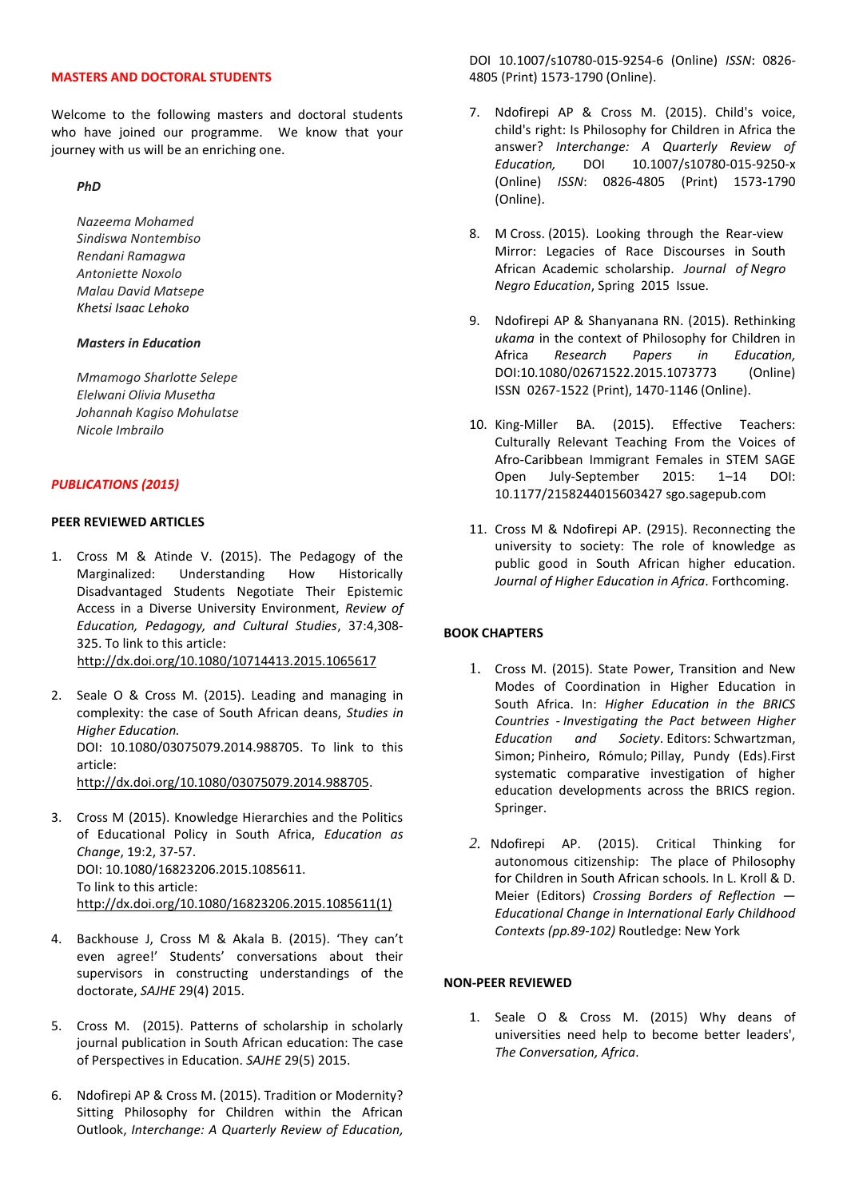## MASTERS AND DOCTORAL STUDENTS

Welcome to the following masters and doctoral students who have joined our programme. We know that your journey with us will be an enriching one.

***PhD***

*Nazeema Mohamed*
*Sindiswa Nontembiso*
*Rendani Ramagwa*
*Antoniette Noxolo*
*Malau David Matsepe*
*Khetsi Isaac Lehoko*

***Masters in Education***

*Mmamogo Sharlotte Selepe*
*Elelwani Olivia Musetha*
*Johannah Kagiso Mohulatse*
*Nicole Imbrailo*

## *PUBLICATIONS (2015)*

### PEER REVIEWED ARTICLES

1. Cross M & Atinde V. (2015). The Pedagogy of the Marginalized: Understanding How Historically Disadvantaged Students Negotiate Their Epistemic Access in a Diverse University Environment, *Review of Education, Pedagogy, and Cultural Studies*, 37:4,308-325. To link to this article: http://dx.doi.org/10.1080/10714413.2015.1065617

2. Seale O & Cross M. (2015). Leading and managing in complexity: the case of South African deans, *Studies in Higher Education.* DOI: 10.1080/03075079.2014.988705. To link to this article: http://dx.doi.org/10.1080/03075079.2014.988705.

3. Cross M (2015). Knowledge Hierarchies and the Politics of Educational Policy in South Africa, *Education as Change*, 19:2, 37-57. DOI: 10.1080/16823206.2015.1085611. To link to this article: http://dx.doi.org/10.1080/16823206.2015.1085611(1)

4. Backhouse J, Cross M & Akala B. (2015). 'They can't even agree!' Students' conversations about their supervisors in constructing understandings of the doctorate, *SAJHE* 29(4) 2015.

5. Cross M. (2015). Patterns of scholarship in scholarly journal publication in South African education: The case of Perspectives in Education. *SAJHE* 29(5) 2015.

6. Ndofirepi AP & Cross M. (2015). Tradition or Modernity? Sitting Philosophy for Children within the African Outlook, *Interchange: A Quarterly Review of Education,* DOI 10.1007/s10780-015-9254-6 (Online) *ISSN*: 0826-4805 (Print) 1573-1790 (Online).

7. Ndofirepi AP & Cross M. (2015). Child's voice, child's right: Is Philosophy for Children in Africa the answer? *Interchange: A Quarterly Review of Education,* DOI 10.1007/s10780-015-9250-x (Online) *ISSN*: 0826-4805 (Print) 1573-1790 (Online).

8. M Cross. (2015). Looking through the Rear-view Mirror: Legacies of Race Discourses in South African Academic scholarship. *Journal of Negro Negro Education*, Spring 2015 Issue.

9. Ndofirepi AP & Shanyanana RN. (2015). Rethinking *ukama* in the context of Philosophy for Children in Africa *Research Papers in Education,* DOI:10.1080/02671522.2015.1073773 (Online) ISSN 0267-1522 (Print), 1470-1146 (Online).

10. King-Miller BA. (2015). Effective Teachers: Culturally Relevant Teaching From the Voices of Afro-Caribbean Immigrant Females in STEM SAGE Open July-September 2015: 1–14 DOI: 10.1177/2158244015603427 sgo.sagepub.com

11. Cross M & Ndofirepi AP. (2915). Reconnecting the university to society: The role of knowledge as public good in South African higher education. *Journal of Higher Education in Africa*. Forthcoming.

### BOOK CHAPTERS

1. Cross M. (2015). State Power, Transition and New Modes of Coordination in Higher Education in South Africa. In: *Higher Education in the BRICS Countries - Investigating the Pact between Higher Education and Society*. Editors: Schwartzman, Simon; Pinheiro, Rómulo; Pillay, Pundy (Eds).First systematic comparative investigation of higher education developments across the BRICS region. Springer.

2. Ndofirepi AP. (2015). Critical Thinking for autonomous citizenship: The place of Philosophy for Children in South African schools. In L. Kroll & D. Meier (Editors) *Crossing Borders of Reflection — Educational Change in International Early Childhood Contexts (pp.89-102)* Routledge: New York

### NON-PEER REVIEWED

1. Seale O & Cross M. (2015) Why deans of universities need help to become better leaders', *The Conversation, Africa*.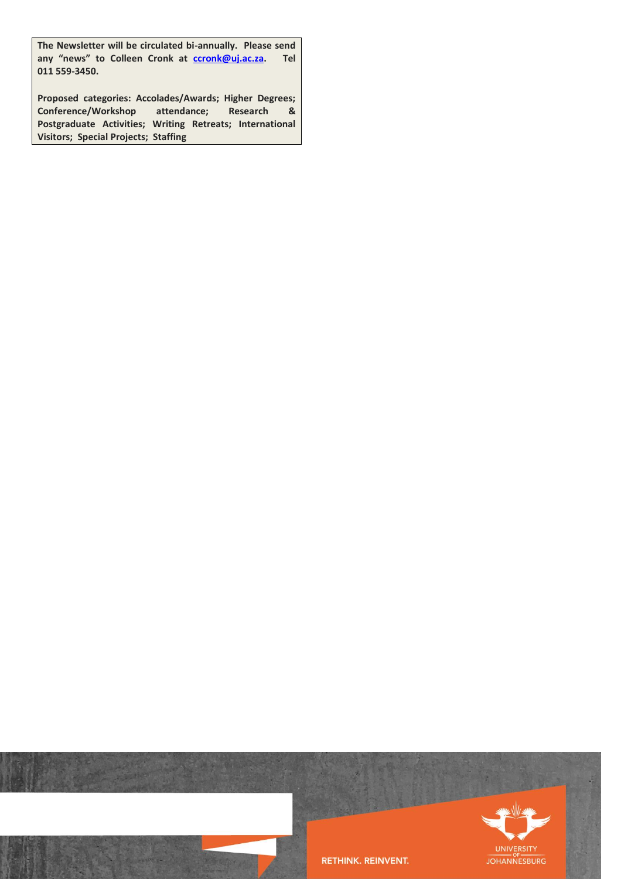**The Newsletter will be circulated bi-annually. Please send any "news" to Colleen Cronk at [ccronk@uj.ac.za](mailto:ccronk@uj.ac.za). Tel 011 559-3450.**

**Proposed categories: Accolades/Awards; Higher Degrees; Conference/Workshop attendance; Research & Postgraduate Activities; Writing Retreats; International Visitors; Special Projects; Staffing**

RETHINK. REINVENT.

UNIVERSITY OF JOHANNESBURG